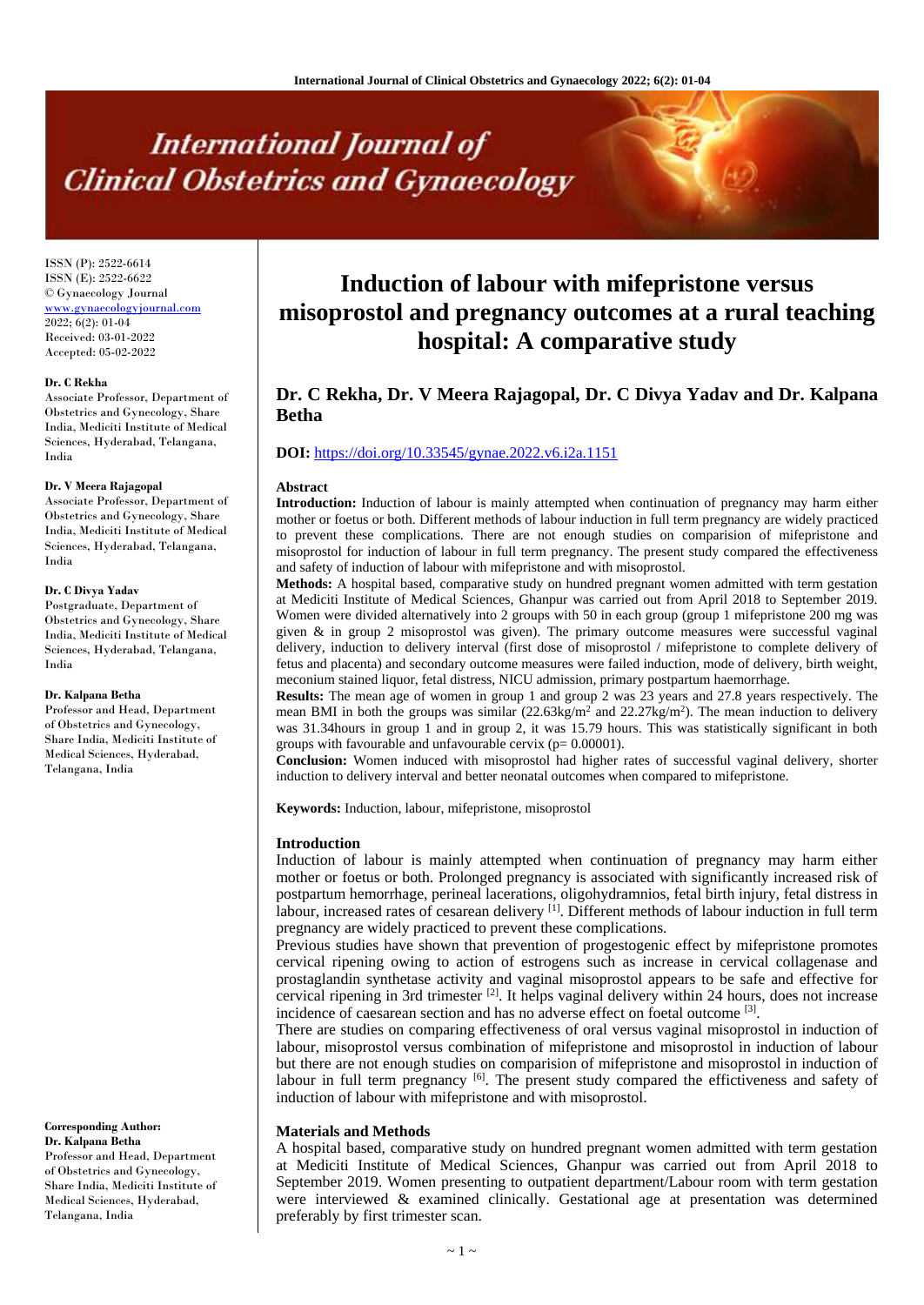ISSN (P): 2522-6614
ISSN (E): 2522-6622
© Gynaecology Journal
www.gynaecologyjournal.com
2022; 6(2): 01-04
Received: 03-01-2022
Accepted: 05-02-2022

**Dr. C Rekha**
Associate Professor, Department of Obstetrics and Gynecology, Share India, Mediciti Institute of Medical Sciences, Hyderabad, Telangana, India

**Dr. V Meera Rajagopal**
Associate Professor, Department of Obstetrics and Gynecology, Share India, Mediciti Institute of Medical Sciences, Hyderabad, Telangana, India

**Dr. C Divya Yadav**
Postgraduate, Department of Obstetrics and Gynecology, Share India, Mediciti Institute of Medical Sciences, Hyderabad, Telangana, India

**Dr. Kalpana Betha**
Professor and Head, Department of Obstetrics and Gynecology, Share India, Mediciti Institute of Medical Sciences, Hyderabad, Telangana, India

**Corresponding Author:**
**Dr. Kalpana Betha**
Professor and Head, Department of Obstetrics and Gynecology, Share India, Mediciti Institute of Medical Sciences, Hyderabad, Telangana, India

# Induction of labour with mifepristone versus misoprostol and pregnancy outcomes at a rural teaching hospital: A comparative study

**Dr. C Rekha, Dr. V Meera Rajagopal, Dr. C Divya Yadav and Dr. Kalpana Betha**

**DOI:** https://doi.org/10.33545/gynae.2022.v6.i2a.1151

## Abstract

**Introduction:** Induction of labour is mainly attempted when continuation of pregnancy may harm either mother or foetus or both. Different methods of labour induction in full term pregnancy are widely practiced to prevent these complications. There are not enough studies on comparision of mifepristone and misoprostol for induction of labour in full term pregnancy. The present study compared the effectiveness and safety of induction of labour with mifepristone and with misoprostol.

**Methods:** A hospital based, comparative study on hundred pregnant women admitted with term gestation at Mediciti Institute of Medical Sciences, Ghanpur was carried out from April 2018 to September 2019. Women were divided alternatively into 2 groups with 50 in each group (group 1 mifepristone 200 mg was given & in group 2 misoprostol was given). The primary outcome measures were successful vaginal delivery, induction to delivery interval (first dose of misoprostol / mifepristone to complete delivery of fetus and placenta) and secondary outcome measures were failed induction, mode of delivery, birth weight, meconium stained liquor, fetal distress, NICU admission, primary postpartum haemorrhage.

**Results:** The mean age of women in group 1 and group 2 was 23 years and 27.8 years respectively. The mean BMI in both the groups was similar (22.63kg/m$^2$ and 22.27kg/m$^2$). The mean induction to delivery was 31.34hours in group 1 and in group 2, it was 15.79 hours. This was statistically significant in both groups with favourable and unfavourable cervix ($p= 0.00001$).

**Conclusion:** Women induced with misoprostol had higher rates of successful vaginal delivery, shorter induction to delivery interval and better neonatal outcomes when compared to mifepristone.

**Keywords:** Induction, labour, mifepristone, misoprostol

## Introduction

Induction of labour is mainly attempted when continuation of pregnancy may harm either mother or foetus or both. Prolonged pregnancy is associated with significantly increased risk of postpartum hemorrhage, perineal lacerations, oligohydramnios, fetal birth injury, fetal distress in labour, increased rates of cesarean delivery [1]. Different methods of labour induction in full term pregnancy are widely practiced to prevent these complications.

Previous studies have shown that prevention of progestogenic effect by mifepristone promotes cervical ripening owing to action of estrogens such as increase in cervical collagenase and prostaglandin synthetase activity and vaginal misoprostol appears to be safe and effective for cervical ripening in 3rd trimester [2]. It helps vaginal delivery within 24 hours, does not increase incidence of caesarean section and has no adverse effect on foetal outcome [3].

There are studies on comparing effectiveness of oral versus vaginal misoprostol in induction of labour, misoprostol versus combination of mifepristone and misoprostol in induction of labour but there are not enough studies on comparision of mifepristone and misoprostol in induction of labour in full term pregnancy [6]. The present study compared the effictiveness and safety of induction of labour with mifepristone and with misoprostol.

## Materials and Methods

A hospital based, comparative study on hundred pregnant women admitted with term gestation at Mediciti Institute of Medical Sciences, Ghanpur was carried out from April 2018 to September 2019. Women presenting to outpatient department/Labour room with term gestation were interviewed & examined clinically. Gestational age at presentation was determined preferably by first trimester scan.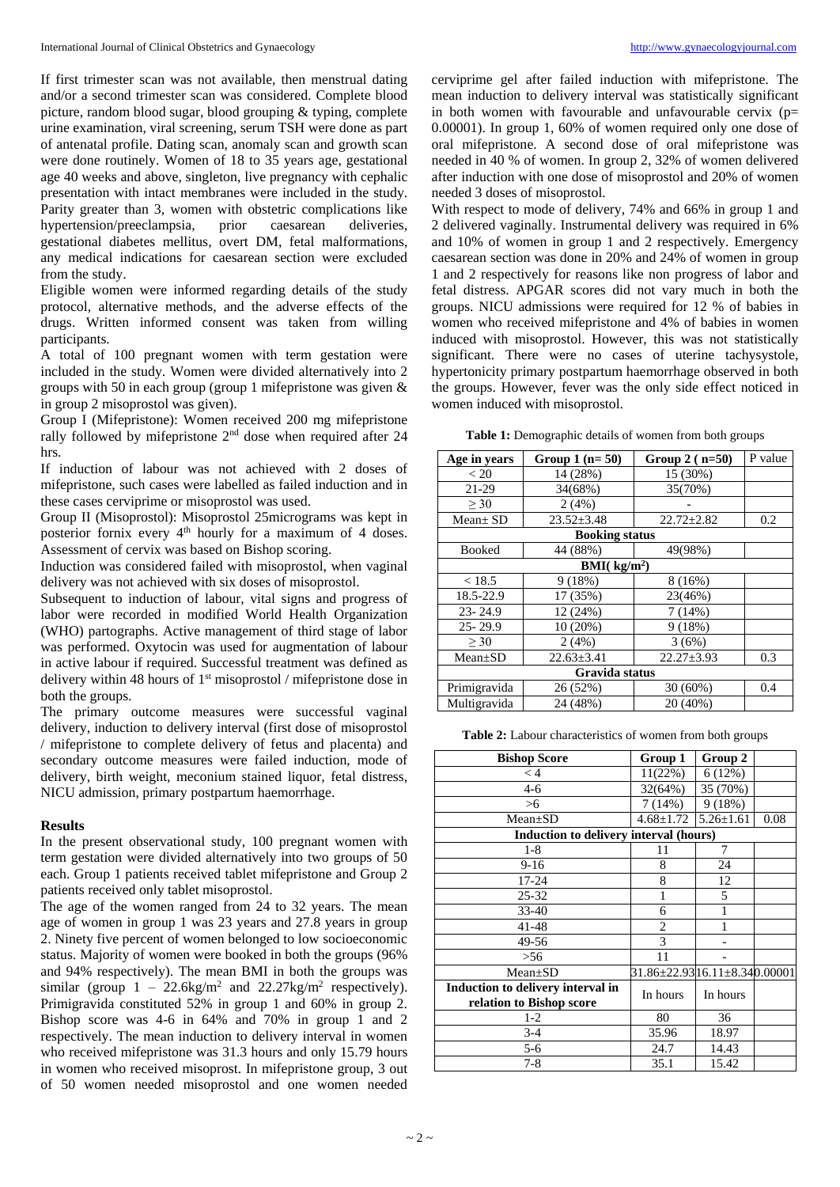If first trimester scan was not available, then menstrual dating and/or a second trimester scan was considered. Complete blood picture, random blood sugar, blood grouping & typing, complete urine examination, viral screening, serum TSH were done as part of antenatal profile. Dating scan, anomaly scan and growth scan were done routinely. Women of 18 to 35 years age, gestational age 40 weeks and above, singleton, live pregnancy with cephalic presentation with intact membranes were included in the study. Parity greater than 3, women with obstetric complications like hypertension/preeclampsia, prior caesarean deliveries, gestational diabetes mellitus, overt DM, fetal malformations, any medical indications for caesarean section were excluded from the study.

Eligible women were informed regarding details of the study protocol, alternative methods, and the adverse effects of the drugs. Written informed consent was taken from willing participants.

A total of 100 pregnant women with term gestation were included in the study. Women were divided alternatively into 2 groups with 50 in each group (group 1 mifepristone was given & in group 2 misoprostol was given).

Group I (Mifepristone): Women received 200 mg mifepristone rally followed by mifepristone 2nd dose when required after 24 hrs.

If induction of labour was not achieved with 2 doses of mifepristone, such cases were labelled as failed induction and in these cases cerviprime or misoprostol was used.

Group II (Misoprostol): Misoprostol 25micrograms was kept in posterior fornix every 4th hourly for a maximum of 4 doses. Assessment of cervix was based on Bishop scoring.

Induction was considered failed with misoprostol, when vaginal delivery was not achieved with six doses of misoprostol.

Subsequent to induction of labour, vital signs and progress of labor were recorded in modified World Health Organization (WHO) partographs. Active management of third stage of labor was performed. Oxytocin was used for augmentation of labour in active labour if required. Successful treatment was defined as delivery within 48 hours of 1st misoprostol / mifepristone dose in both the groups.

The primary outcome measures were successful vaginal delivery, induction to delivery interval (first dose of misoprostol / mifepristone to complete delivery of fetus and placenta) and secondary outcome measures were failed induction, mode of delivery, birth weight, meconium stained liquor, fetal distress, NICU admission, primary postpartum haemorrhage.

## Results

In the present observational study, 100 pregnant women with term gestation were divided alternatively into two groups of 50 each. Group 1 patients received tablet mifepristone and Group 2 patients received only tablet misoprostol.

The age of the women ranged from 24 to 32 years. The mean age of women in group 1 was 23 years and 27.8 years in group 2. Ninety five percent of women belonged to low socioeconomic status. Majority of women were booked in both the groups (96% and 94% respectively). The mean BMI in both the groups was similar (group 1 – 22.6kg/m$^2$ and 22.27kg/m$^2$ respectively). Primigravida constituted 52% in group 1 and 60% in group 2. Bishop score was 4-6 in 64% and 70% in group 1 and 2 respectively. The mean induction to delivery interval in women who received mifepristone was 31.3 hours and only 15.79 hours in women who received misoprost. In mifepristone group, 3 out of 50 women needed misoprostol and one women needed cerviprime gel after failed induction with mifepristone. The mean induction to delivery interval was statistically significant in both women with favourable and unfavourable cervix (p= 0.00001). In group 1, 60% of women required only one dose of oral mifepristone. A second dose of oral mifepristone was needed in 40 % of women. In group 2, 32% of women delivered after induction with one dose of misoprostol and 20% of women needed 3 doses of misoprostol.

With respect to mode of delivery, 74% and 66% in group 1 and 2 delivered vaginally. Instrumental delivery was required in 6% and 10% of women in group 1 and 2 respectively. Emergency caesarean section was done in 20% and 24% of women in group 1 and 2 respectively for reasons like non progress of labor and fetal distress. APGAR scores did not vary much in both the groups. NICU admissions were required for 12 % of babies in women who received mifepristone and 4% of babies in women induced with misoprostol. However, this was not statistically significant. There were no cases of uterine tachysystole, hypertonicity primary postpartum haemorrhage observed in both the groups. However, fever was the only side effect noticed in women induced with misoprostol.

**Table 1:** Demographic details of women from both groups

| Age in years | Group 1 (n= 50) | Group 2 ( n=50) | P value |
|---|---|---|---|
| < 20 | 14 (28%) | 15 (30%) | |
| 21-29 | 34(68%) | 35(70%) | |
| ≥ 30 | 2 (4%) | - | |
| Mean± SD | 23.52±3.48 | 22.72±2.82 | 0.2 |
| **Booking status** | | | |
| Booked | 44 (88%) | 49(98%) | |
| **BMI( kg/m$^2$)** | | | |
| < 18.5 | 9 (18%) | 8 (16%) | |
| 18.5-22.9 | 17 (35%) | 23(46%) | |
| 23- 24.9 | 12 (24%) | 7 (14%) | |
| 25- 29.9 | 10 (20%) | 9 (18%) | |
| ≥ 30 | 2 (4%) | 3 (6%) | |
| Mean±SD | 22.63±3.41 | 22.27±3.93 | 0.3 |
| **Gravida status** | | | |
| Primigravida | 26 (52%) | 30 (60%) | 0.4 |
| Multigravida | 24 (48%) | 20 (40%) | |

**Table 2:** Labour characteristics of women from both groups

| Bishop Score | Group 1 | Group 2 | |
|---|---|---|---|
| < 4 | 11(22%) | 6 (12%) | |
| 4-6 | 32(64%) | 35 (70%) | |
| >6 | 7 (14%) | 9 (18%) | |
| Mean±SD | 4.68±1.72 | 5.26±1.61 | 0.08 |
| **Induction to delivery interval (hours)** | | | |
| 1-8 | 11 | 7 | |
| 9-16 | 8 | 24 | |
| 17-24 | 8 | 12 | |
| 25-32 | 1 | 5 | |
| 33-40 | 6 | 1 | |
| 41-48 | 2 | 1 | |
| 49-56 | 3 | - | |
| >56 | 11 | - | |
| Mean±SD | 31.86±22.93 | 16.11±8.34 | 0.00001 |
| **Induction to delivery interval in relation to Bishop score** | In hours | In hours | |
| 1-2 | 80 | 36 | |
| 3-4 | 35.96 | 18.97 | |
| 5-6 | 24.7 | 14.43 | |
| 7-8 | 35.1 | 15.42 | |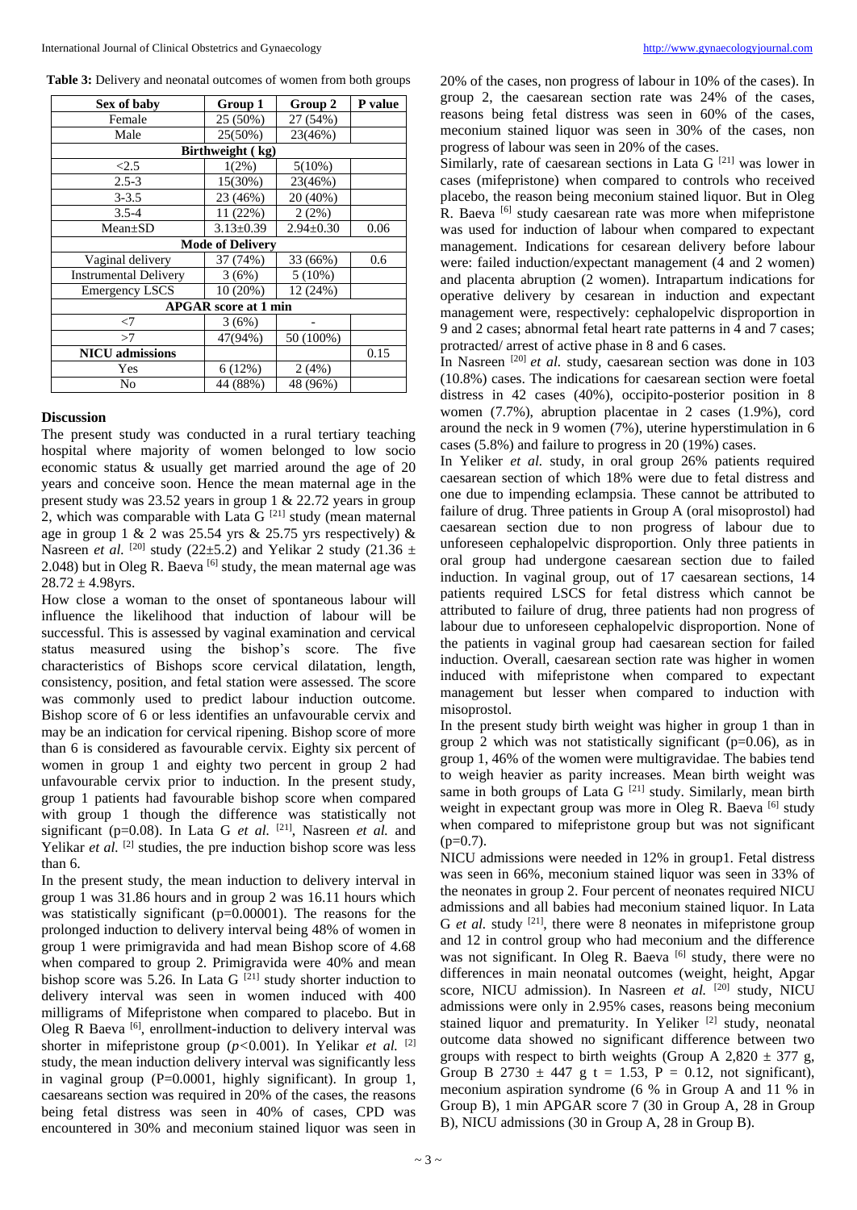**Table 3:** Delivery and neonatal outcomes of women from both groups

| Sex of baby | Group 1 | Group 2 | P value |
|---|---|---|---|
| Female | 25 (50%) | 27 (54%) | |
| Male | 25(50%) | 23(46%) | |
| **Birthweight ( kg)** | | | |
| <2.5 | 1(2%) | 5(10%) | |
| 2.5-3 | 15(30%) | 23(46%) | |
| 3-3.5 | 23 (46%) | 20 (40%) | |
| 3.5-4 | 11 (22%) | 2 (2%) | |
| Mean±SD | 3.13±0.39 | 2.94±0.30 | 0.06 |
| **Mode of Delivery** | | | |
| Vaginal delivery | 37 (74%) | 33 (66%) | 0.6 |
| Instrumental Delivery | 3 (6%) | 5 (10%) | |
| Emergency LSCS | 10 (20%) | 12 (24%) | |
| **APGAR score at 1 min** | | | |
| <7 | 3 (6%) | - | |
| >7 | 47(94%) | 50 (100%) | |
| **NICU admissions** | | | 0.15 |
| Yes | 6 (12%) | 2 (4%) | |
| No | 44 (88%) | 48 (96%) | |

## Discussion

The present study was conducted in a rural tertiary teaching hospital where majority of women belonged to low socio economic status & usually get married around the age of 20 years and conceive soon. Hence the mean maternal age in the present study was 23.52 years in group 1 & 22.72 years in group 2, which was comparable with Lata G [21] study (mean maternal age in group 1 & 2 was 25.54 yrs & 25.75 yrs respectively) & Nasreen *et al.* [20] study (22±5.2) and Yelikar 2 study (21.36 ± 2.048) but in Oleg R. Baeva [6] study, the mean maternal age was 28.72 ± 4.98yrs.

How close a woman to the onset of spontaneous labour will influence the likelihood that induction of labour will be successful. This is assessed by vaginal examination and cervical status measured using the bishop's score. The five characteristics of Bishops score cervical dilatation, length, consistency, position, and fetal station were assessed. The score was commonly used to predict labour induction outcome. Bishop score of 6 or less identifies an unfavourable cervix and may be an indication for cervical ripening. Bishop score of more than 6 is considered as favourable cervix. Eighty six percent of women in group 1 and eighty two percent in group 2 had unfavourable cervix prior to induction. In the present study, group 1 patients had favourable bishop score when compared with group 1 though the difference was statistically not significant (p=0.08). In Lata G *et al.* [21], Nasreen *et al.* and Yelikar *et al.* [2] studies, the pre induction bishop score was less than 6.

In the present study, the mean induction to delivery interval in group 1 was 31.86 hours and in group 2 was 16.11 hours which was statistically significant (p=0.00001). The reasons for the prolonged induction to delivery interval being 48% of women in group 1 were primigravida and had mean Bishop score of 4.68 when compared to group 2. Primigravida were 40% and mean bishop score was 5.26. In Lata G [21] study shorter induction to delivery interval was seen in women induced with 400 milligrams of Mifepristone when compared to placebo. But in Oleg R Baeva [6], enrollment-induction to delivery interval was shorter in mifepristone group ($p<0.001$). In Yelikar *et al.* [2] study, the mean induction delivery interval was significantly less in vaginal group (P=0.0001, highly significant). In group 1, caesareans section was required in 20% of the cases, the reasons being fetal distress was seen in 40% of cases, CPD was encountered in 30% and meconium stained liquor was seen in 20% of the cases, non progress of labour in 10% of the cases). In group 2, the caesarean section rate was 24% of the cases, reasons being fetal distress was seen in 60% of the cases, meconium stained liquor was seen in 30% of the cases, non progress of labour was seen in 20% of the cases.

Similarly, rate of caesarean sections in Lata G [21] was lower in cases (mifepristone) when compared to controls who received placebo, the reason being meconium stained liquor. But in Oleg R. Baeva [6] study caesarean rate was more when mifepristone was used for induction of labour when compared to expectant management. Indications for cesarean delivery before labour were: failed induction/expectant management (4 and 2 women) and placenta abruption (2 women). Intrapartum indications for operative delivery by cesarean in induction and expectant management were, respectively: cephalopelvic disproportion in 9 and 2 cases; abnormal fetal heart rate patterns in 4 and 7 cases; protracted/ arrest of active phase in 8 and 6 cases.

In Nasreen [20] *et al.* study, caesarean section was done in 103 (10.8%) cases. The indications for caesarean section were foetal distress in 42 cases (40%), occipito-posterior position in 8 women (7.7%), abruption placentae in 2 cases (1.9%), cord around the neck in 9 women (7%), uterine hyperstimulation in 6 cases (5.8%) and failure to progress in 20 (19%) cases.

In Yeliker *et al.* study, in oral group 26% patients required caesarean section of which 18% were due to fetal distress and one due to impending eclampsia. These cannot be attributed to failure of drug. Three patients in Group A (oral misoprostol) had caesarean section due to non progress of labour due to unforeseen cephalopelvic disproportion. Only three patients in oral group had undergone caesarean section due to failed induction. In vaginal group, out of 17 caesarean sections, 14 patients required LSCS for fetal distress which cannot be attributed to failure of drug, three patients had non progress of labour due to unforeseen cephalopelvic disproportion. None of the patients in vaginal group had caesarean section for failed induction. Overall, caesarean section rate was higher in women induced with mifepristone when compared to expectant management but lesser when compared to induction with misoprostol.

In the present study birth weight was higher in group 1 than in group 2 which was not statistically significant (p=0.06), as in group 1, 46% of the women were multigravidae. The babies tend to weigh heavier as parity increases. Mean birth weight was same in both groups of Lata G [21] study. Similarly, mean birth weight in expectant group was more in Oleg R. Baeva [6] study when compared to mifepristone group but was not significant (p=0.7).

NICU admissions were needed in 12% in group1. Fetal distress was seen in 66%, meconium stained liquor was seen in 33% of the neonates in group 2. Four percent of neonates required NICU admissions and all babies had meconium stained liquor. In Lata G *et al.* study [21], there were 8 neonates in mifepristone group and 12 in control group who had meconium and the difference was not significant. In Oleg R. Baeva [6] study, there were no differences in main neonatal outcomes (weight, height, Apgar score, NICU admission). In Nasreen *et al.* [20] study, NICU admissions were only in 2.95% cases, reasons being meconium stained liquor and prematurity. In Yeliker [2] study, neonatal outcome data showed no significant difference between two groups with respect to birth weights (Group A 2,820 ± 377 g, Group B 2730 ± 447 g t = 1.53, P = 0.12, not significant), meconium aspiration syndrome (6 % in Group A and 11 % in Group B), 1 min APGAR score 7 (30 in Group A, 28 in Group B), NICU admissions (30 in Group A, 28 in Group B).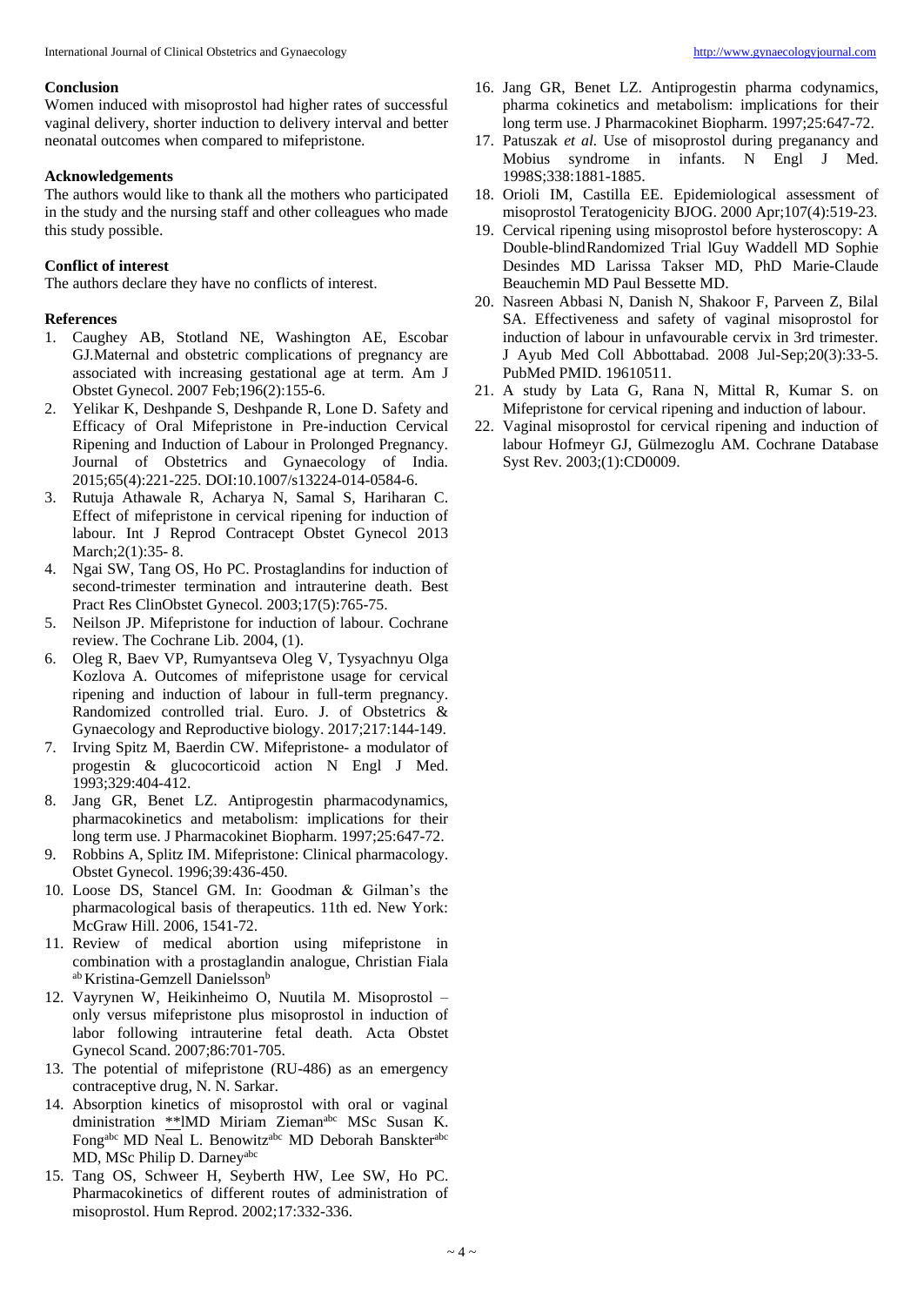## Conclusion

Women induced with misoprostol had higher rates of successful vaginal delivery, shorter induction to delivery interval and better neonatal outcomes when compared to mifepristone.

## Acknowledgements

The authors would like to thank all the mothers who participated in the study and the nursing staff and other colleagues who made this study possible.

## Conflict of interest

The authors declare they have no conflicts of interest.

## References

1. Caughey AB, Stotland NE, Washington AE, Escobar GJ.Maternal and obstetric complications of pregnancy are associated with increasing gestational age at term. Am J Obstet Gynecol. 2007 Feb;196(2):155-6.
2. Yelikar K, Deshpande S, Deshpande R, Lone D. Safety and Efficacy of Oral Mifepristone in Pre-induction Cervical Ripening and Induction of Labour in Prolonged Pregnancy. Journal of Obstetrics and Gynaecology of India. 2015;65(4):221-225. DOI:10.1007/s13224-014-0584-6.
3. Rutuja Athawale R, Acharya N, Samal S, Hariharan C. Effect of mifepristone in cervical ripening for induction of labour. Int J Reprod Contracept Obstet Gynecol 2013 March;2(1):35- 8.
4. Ngai SW, Tang OS, Ho PC. Prostaglandins for induction of second-trimester termination and intrauterine death. Best Pract Res ClinObstet Gynecol. 2003;17(5):765-75.
5. Neilson JP. Mifepristone for induction of labour. Cochrane review. The Cochrane Lib. 2004, (1).
6. Oleg R, Baev VP, Rumyantseva Oleg V, Tysyachnyu Olga Kozlova A. Outcomes of mifepristone usage for cervical ripening and induction of labour in full-term pregnancy. Randomized controlled trial. Euro. J. of Obstetrics & Gynaecology and Reproductive biology. 2017;217:144-149.
7. Irving Spitz M, Baerdin CW. Mifepristone- a modulator of progestin & glucocorticoid action N Engl J Med. 1993;329:404-412.
8. Jang GR, Benet LZ. Antiprogestin pharmacodynamics, pharmacokinetics and metabolism: implications for their long term use. J Pharmacokinet Biopharm. 1997;25:647-72.
9. Robbins A, Splitz IM. Mifepristone: Clinical pharmacology. Obstet Gynecol. 1996;39:436-450.
10. Loose DS, Stancel GM. In: Goodman & Gilman's the pharmacological basis of therapeutics. 11th ed. New York: McGraw Hill. 2006, 1541-72.
11. Review of medical abortion using mifepristone in combination with a prostaglandin analogue, Christian Fiala [ab] Kristina-Gemzell Danielsson[b]
12. Vayrynen W, Heikinheimo O, Nuutila M. Misoprostol – only versus mifepristone plus misoprostol in induction of labor following intrauterine fetal death. Acta Obstet Gynecol Scand. 2007;86:701-705.
13. The potential of mifepristone (RU-486) as an emergency contraceptive drug, N. N. Sarkar.
14. Absorption kinetics of misoprostol with oral or vaginal dministration **lMD Miriam Zieman[abc] MSc Susan K. Fong[abc] MD Neal L. Benowitz[abc] MD Deborah Banskter[abc] MD, MSc Philip D. Darney[abc]
15. Tang OS, Schweer H, Seyberth HW, Lee SW, Ho PC. Pharmacokinetics of different routes of administration of misoprostol. Hum Reprod. 2002;17:332-336.
16. Jang GR, Benet LZ. Antiprogestin pharma codynamics, pharma cokinetics and metabolism: implications for their long term use. J Pharmacokinet Biopharm. 1997;25:647-72.
17. Patuszak *et al.* Use of misoprostol during preganancy and Mobius syndrome in infants. N Engl J Med. 1998S;338:1881-1885.
18. Orioli IM, Castilla EE. Epidemiological assessment of misoprostol Teratogenicity BJOG. 2000 Apr;107(4):519-23.
19. Cervical ripening using misoprostol before hysteroscopy: A Double-blindRandomized Trial lGuy Waddell MD Sophie Desindes MD Larissa Takser MD, PhD Marie-Claude Beauchemin MD Paul Bessette MD.
20. Nasreen Abbasi N, Danish N, Shakoor F, Parveen Z, Bilal SA. Effectiveness and safety of vaginal misoprostol for induction of labour in unfavourable cervix in 3rd trimester. J Ayub Med Coll Abbottabad. 2008 Jul-Sep;20(3):33-5. PubMed PMID. 19610511.
21. A study by Lata G, Rana N, Mittal R, Kumar S. on Mifepristone for cervical ripening and induction of labour.
22. Vaginal misoprostol for cervical ripening and induction of labour Hofmeyr GJ, Gülmezoglu AM. Cochrane Database Syst Rev. 2003;(1):CD0009.